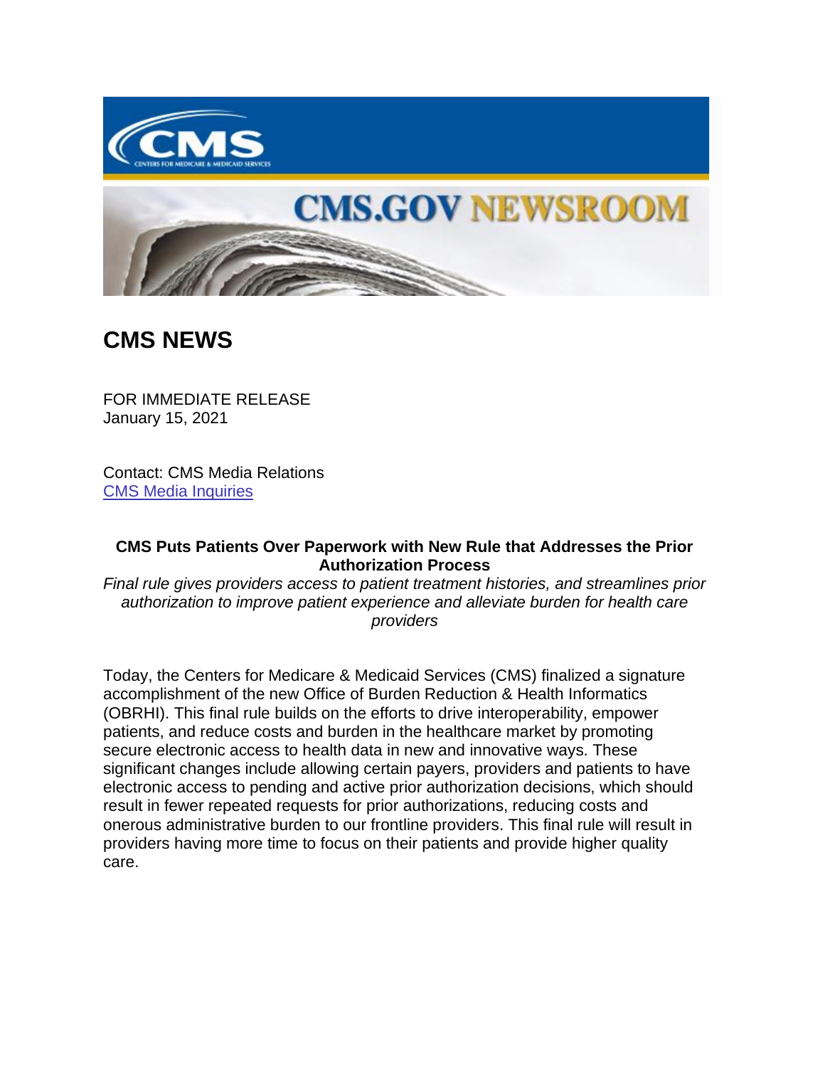# CMS NEWS

FOR IMMEDIATE RELEASE
January 15, 2021

Contact: CMS Media Relations
[CMS Media Inquiries]

**CMS Puts Patients Over Paperwork with New Rule that Addresses the Prior Authorization Process**

*Final rule gives providers access to patient treatment histories, and streamlines prior authorization to improve patient experience and alleviate burden for health care providers*

Today, the Centers for Medicare & Medicaid Services (CMS) finalized a signature accomplishment of the new Office of Burden Reduction & Health Informatics (OBRHI). This final rule builds on the efforts to drive interoperability, empower patients, and reduce costs and burden in the healthcare market by promoting secure electronic access to health data in new and innovative ways. These significant changes include allowing certain payers, providers and patients to have electronic access to pending and active prior authorization decisions, which should result in fewer repeated requests for prior authorizations, reducing costs and onerous administrative burden to our frontline providers. This final rule will result in providers having more time to focus on their patients and provide higher quality care.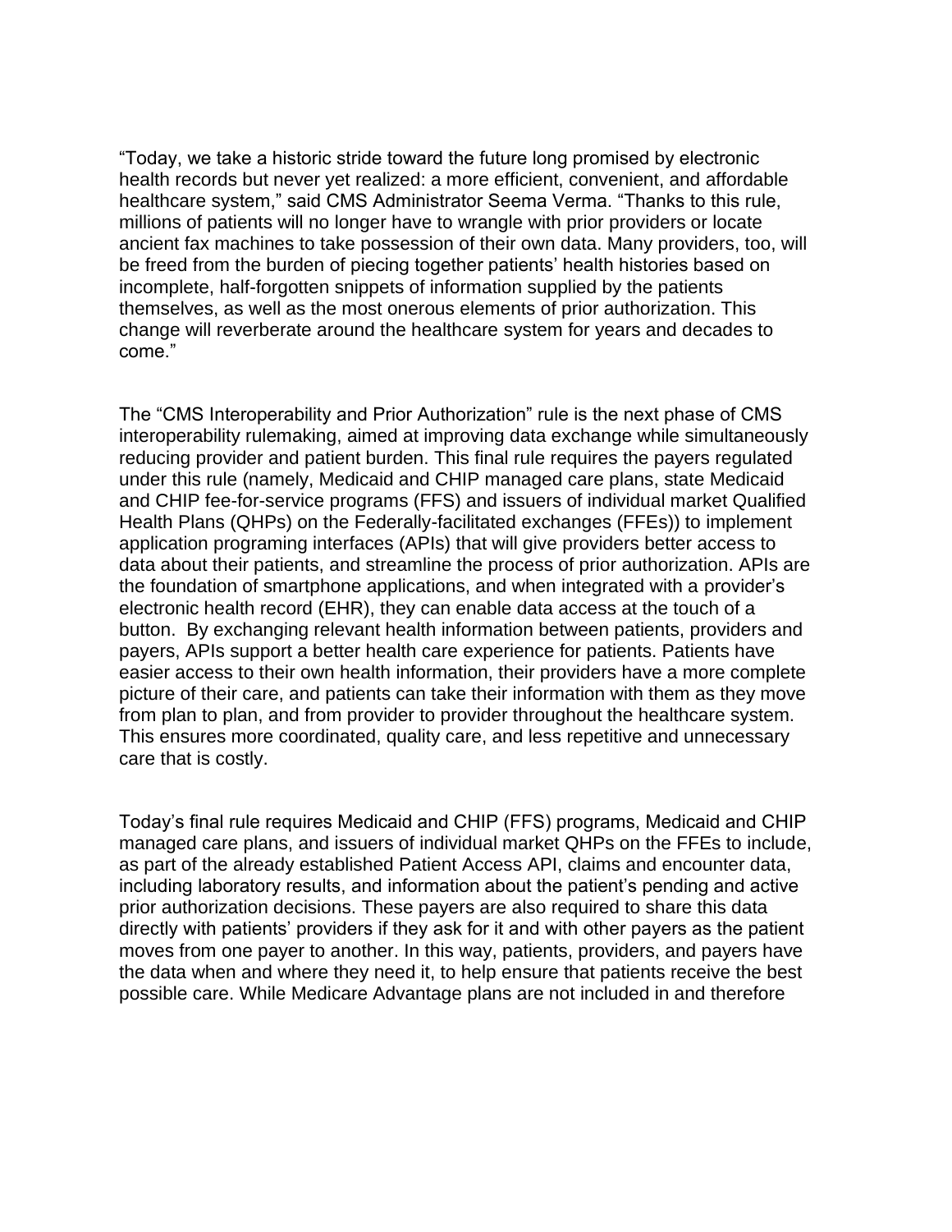"Today, we take a historic stride toward the future long promised by electronic health records but never yet realized: a more efficient, convenient, and affordable healthcare system," said CMS Administrator Seema Verma. "Thanks to this rule, millions of patients will no longer have to wrangle with prior providers or locate ancient fax machines to take possession of their own data. Many providers, too, will be freed from the burden of piecing together patients' health histories based on incomplete, half-forgotten snippets of information supplied by the patients themselves, as well as the most onerous elements of prior authorization. This change will reverberate around the healthcare system for years and decades to come."

The "CMS Interoperability and Prior Authorization" rule is the next phase of CMS interoperability rulemaking, aimed at improving data exchange while simultaneously reducing provider and patient burden. This final rule requires the payers regulated under this rule (namely, Medicaid and CHIP managed care plans, state Medicaid and CHIP fee-for-service programs (FFS) and issuers of individual market Qualified Health Plans (QHPs) on the Federally-facilitated exchanges (FFEs)) to implement application programing interfaces (APIs) that will give providers better access to data about their patients, and streamline the process of prior authorization. APIs are the foundation of smartphone applications, and when integrated with a provider's electronic health record (EHR), they can enable data access at the touch of a button. By exchanging relevant health information between patients, providers and payers, APIs support a better health care experience for patients. Patients have easier access to their own health information, their providers have a more complete picture of their care, and patients can take their information with them as they move from plan to plan, and from provider to provider throughout the healthcare system. This ensures more coordinated, quality care, and less repetitive and unnecessary care that is costly.

Today's final rule requires Medicaid and CHIP (FFS) programs, Medicaid and CHIP managed care plans, and issuers of individual market QHPs on the FFEs to include, as part of the already established Patient Access API, claims and encounter data, including laboratory results, and information about the patient's pending and active prior authorization decisions. These payers are also required to share this data directly with patients' providers if they ask for it and with other payers as the patient moves from one payer to another. In this way, patients, providers, and payers have the data when and where they need it, to help ensure that patients receive the best possible care. While Medicare Advantage plans are not included in and therefore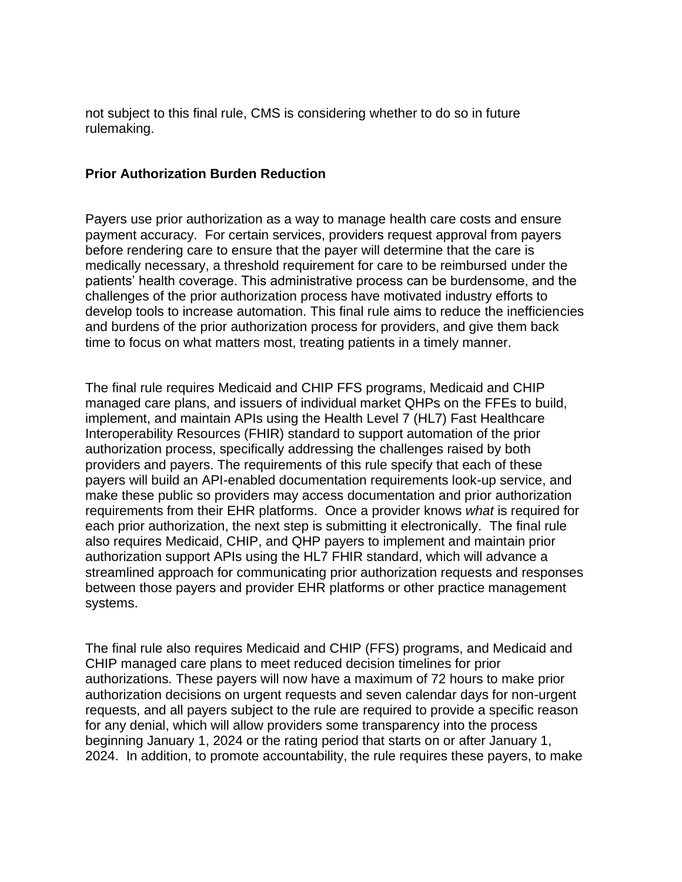not subject to this final rule, CMS is considering whether to do so in future rulemaking.

**Prior Authorization Burden Reduction**

Payers use prior authorization as a way to manage health care costs and ensure payment accuracy. For certain services, providers request approval from payers before rendering care to ensure that the payer will determine that the care is medically necessary, a threshold requirement for care to be reimbursed under the patients' health coverage. This administrative process can be burdensome, and the challenges of the prior authorization process have motivated industry efforts to develop tools to increase automation. This final rule aims to reduce the inefficiencies and burdens of the prior authorization process for providers, and give them back time to focus on what matters most, treating patients in a timely manner.

The final rule requires Medicaid and CHIP FFS programs, Medicaid and CHIP managed care plans, and issuers of individual market QHPs on the FFEs to build, implement, and maintain APIs using the Health Level 7 (HL7) Fast Healthcare Interoperability Resources (FHIR) standard to support automation of the prior authorization process, specifically addressing the challenges raised by both providers and payers. The requirements of this rule specify that each of these payers will build an API-enabled documentation requirements look-up service, and make these public so providers may access documentation and prior authorization requirements from their EHR platforms. Once a provider knows *what* is required for each prior authorization, the next step is submitting it electronically. The final rule also requires Medicaid, CHIP, and QHP payers to implement and maintain prior authorization support APIs using the HL7 FHIR standard, which will advance a streamlined approach for communicating prior authorization requests and responses between those payers and provider EHR platforms or other practice management systems.

The final rule also requires Medicaid and CHIP (FFS) programs, and Medicaid and CHIP managed care plans to meet reduced decision timelines for prior authorizations. These payers will now have a maximum of 72 hours to make prior authorization decisions on urgent requests and seven calendar days for non-urgent requests, and all payers subject to the rule are required to provide a specific reason for any denial, which will allow providers some transparency into the process beginning January 1, 2024 or the rating period that starts on or after January 1, 2024. In addition, to promote accountability, the rule requires these payers, to make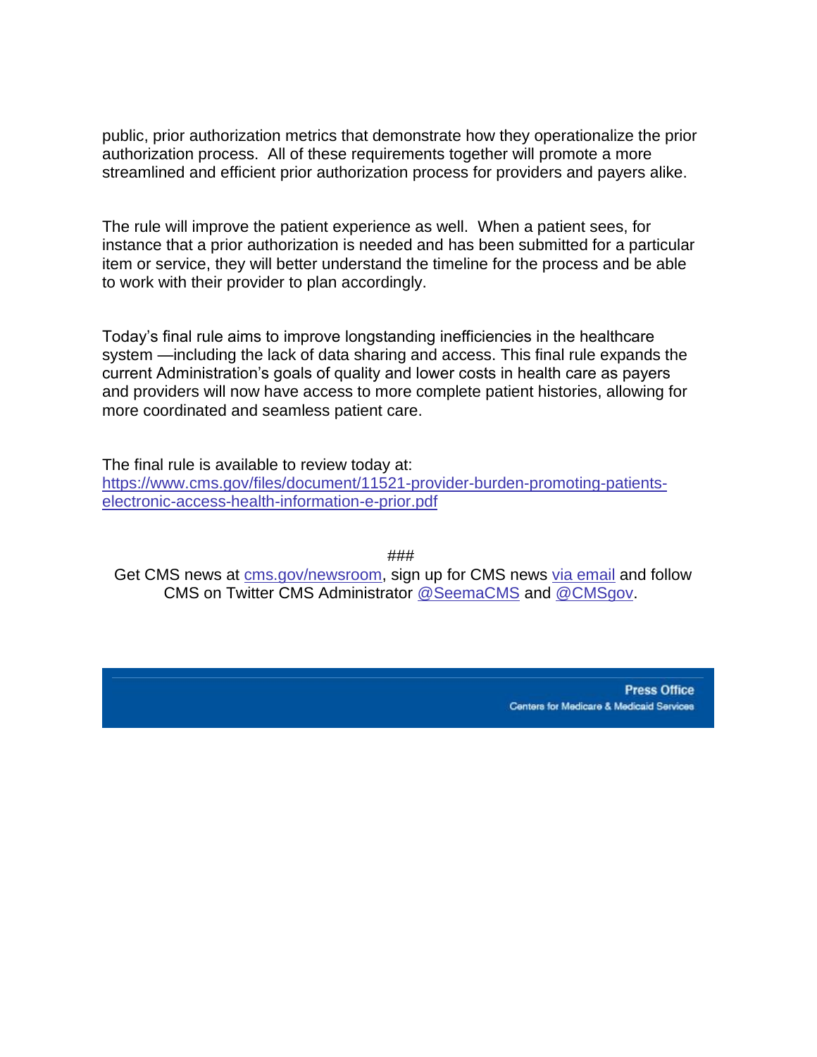public, prior authorization metrics that demonstrate how they operationalize the prior authorization process. All of these requirements together will promote a more streamlined and efficient prior authorization process for providers and payers alike.

The rule will improve the patient experience as well. When a patient sees, for instance that a prior authorization is needed and has been submitted for a particular item or service, they will better understand the timeline for the process and be able to work with their provider to plan accordingly.

Today's final rule aims to improve longstanding inefficiencies in the healthcare system —including the lack of data sharing and access. This final rule expands the current Administration's goals of quality and lower costs in health care as payers and providers will now have access to more complete patient histories, allowing for more coordinated and seamless patient care.

The final rule is available to review today at: [https://www.cms.gov/files/document/11521-provider-burden-promoting-patients-electronic-access-health-information-e-prior.pdf](https://www.cms.gov/files/document/11521-provider-burden-promoting-patients-electronic-access-health-information-e-prior.pdf)

###

Get CMS news at cms.gov/newsroom, sign up for CMS news via email and follow CMS on Twitter CMS Administrator @SeemaCMS and @CMSgov.

**Press Office**
Centers for Medicare & Medicaid Services